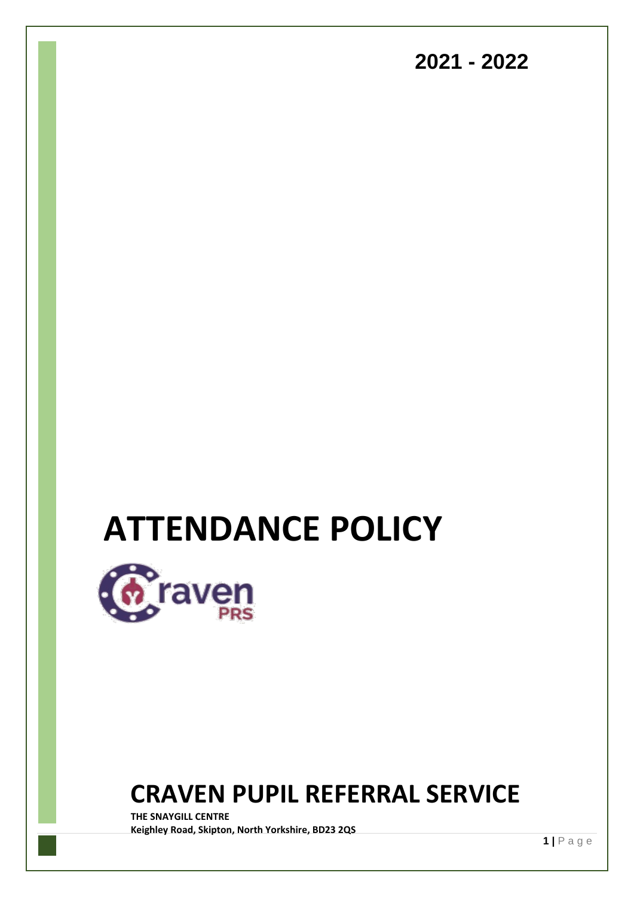2021 - 2022

# ATTENDANCE POLICY

# CRAVEN PUPIL REFERRAL SERVICE

**THE SNAYGILL CENTRE**
**Keighley Road, Skipton, North Yorkshire, BD23 2QS**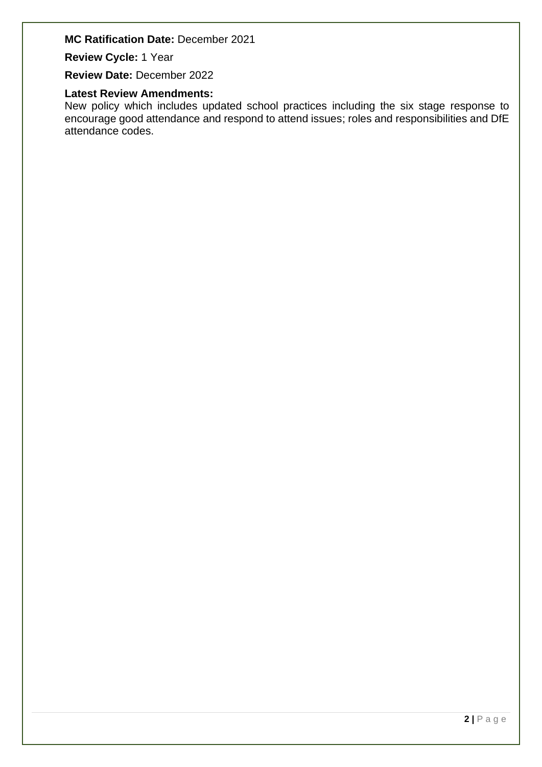**MC Ratification Date:** December 2021

**Review Cycle:** 1 Year

**Review Date:** December 2022

**Latest Review Amendments:**

New policy which includes updated school practices including the six stage response to encourage good attendance and respond to attend issues; roles and responsibilities and DfE attendance codes.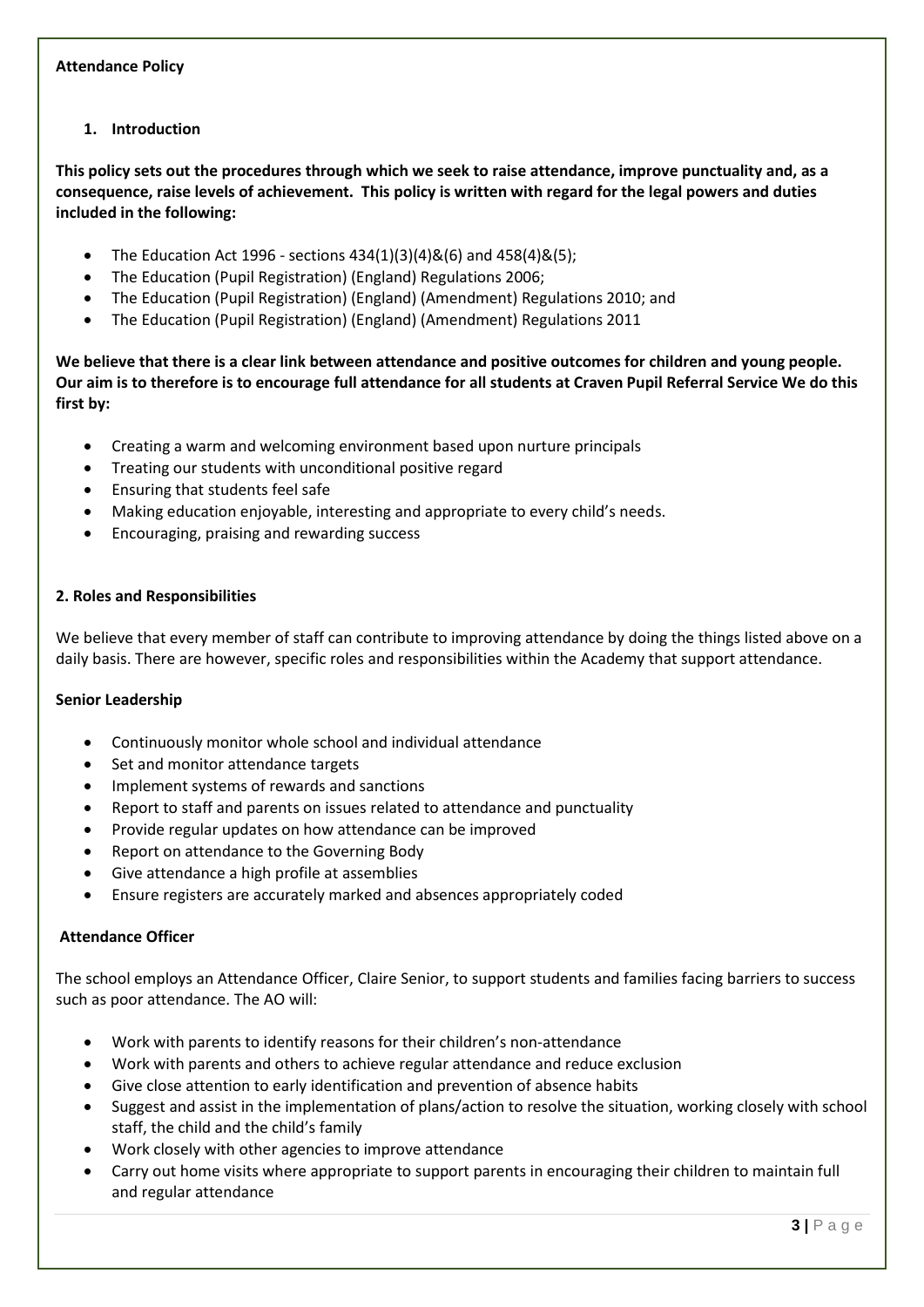**Attendance Policy**

## 1. Introduction

**This policy sets out the procedures through which we seek to raise attendance, improve punctuality and, as a consequence, raise levels of achievement. This policy is written with regard for the legal powers and duties included in the following:**

- The Education Act 1996 - sections 434(1)(3)(4)&(6) and 458(4)&(5);
- The Education (Pupil Registration) (England) Regulations 2006;
- The Education (Pupil Registration) (England) (Amendment) Regulations 2010; and
- The Education (Pupil Registration) (England) (Amendment) Regulations 2011

**We believe that there is a clear link between attendance and positive outcomes for children and young people. Our aim is to therefore is to encourage full attendance for all students at Craven Pupil Referral Service We do this first by:**

- Creating a warm and welcoming environment based upon nurture principals
- Treating our students with unconditional positive regard
- Ensuring that students feel safe
- Making education enjoyable, interesting and appropriate to every child's needs.
- Encouraging, praising and rewarding success

## 2. Roles and Responsibilities

We believe that every member of staff can contribute to improving attendance by doing the things listed above on a daily basis. There are however, specific roles and responsibilities within the Academy that support attendance.

**Senior Leadership**

- Continuously monitor whole school and individual attendance
- Set and monitor attendance targets
- Implement systems of rewards and sanctions
- Report to staff and parents on issues related to attendance and punctuality
- Provide regular updates on how attendance can be improved
- Report on attendance to the Governing Body
- Give attendance a high profile at assemblies
- Ensure registers are accurately marked and absences appropriately coded

**Attendance Officer**

The school employs an Attendance Officer, Claire Senior, to support students and families facing barriers to success such as poor attendance. The AO will:

- Work with parents to identify reasons for their children's non-attendance
- Work with parents and others to achieve regular attendance and reduce exclusion
- Give close attention to early identification and prevention of absence habits
- Suggest and assist in the implementation of plans/action to resolve the situation, working closely with school staff, the child and the child's family
- Work closely with other agencies to improve attendance
- Carry out home visits where appropriate to support parents in encouraging their children to maintain full and regular attendance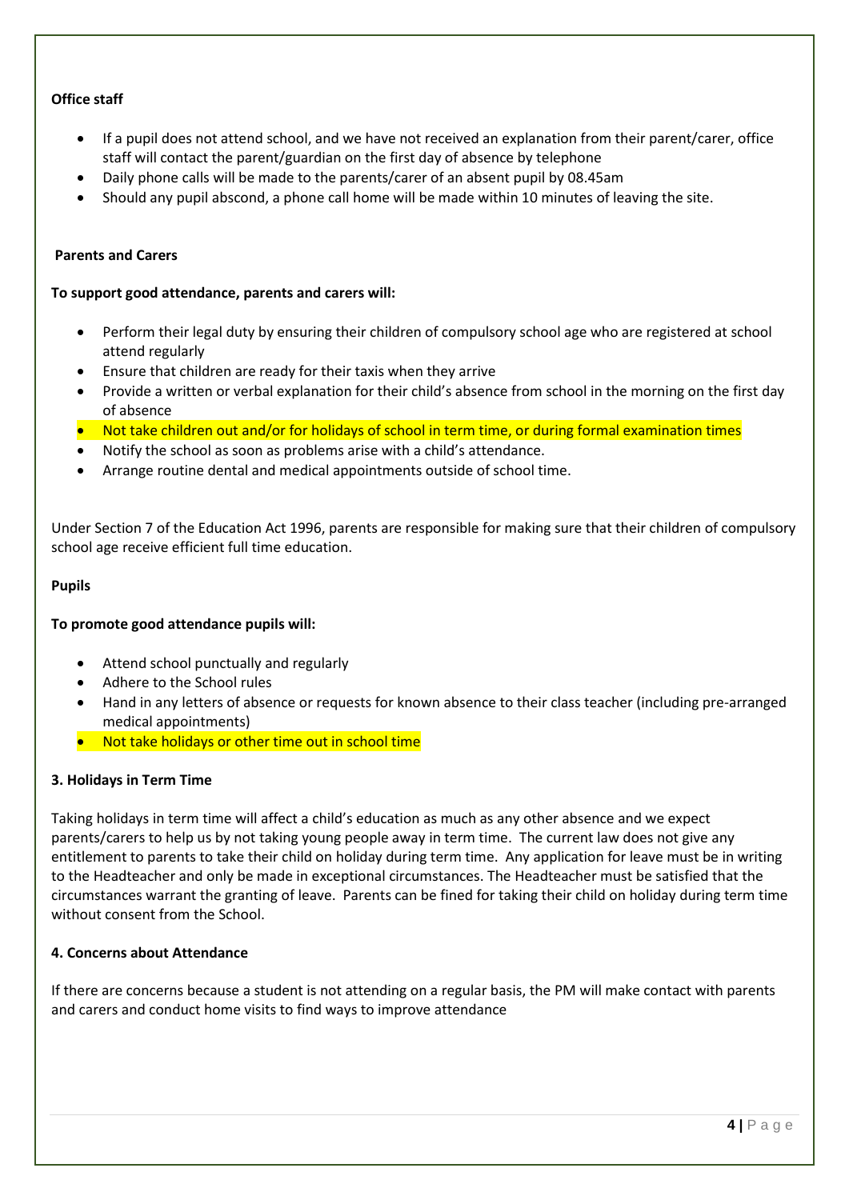**Office staff**

- If a pupil does not attend school, and we have not received an explanation from their parent/carer, office staff will contact the parent/guardian on the first day of absence by telephone
- Daily phone calls will be made to the parents/carer of an absent pupil by 08.45am
- Should any pupil abscond, a phone call home will be made within 10 minutes of leaving the site.

**Parents and Carers**

**To support good attendance, parents and carers will:**

- Perform their legal duty by ensuring their children of compulsory school age who are registered at school attend regularly
- Ensure that children are ready for their taxis when they arrive
- Provide a written or verbal explanation for their child's absence from school in the morning on the first day of absence
- Not take children out and/or for holidays of school in term time, or during formal examination times
- Notify the school as soon as problems arise with a child's attendance.
- Arrange routine dental and medical appointments outside of school time.

Under Section 7 of the Education Act 1996, parents are responsible for making sure that their children of compulsory school age receive efficient full time education.

**Pupils**

**To promote good attendance pupils will:**

- Attend school punctually and regularly
- Adhere to the School rules
- Hand in any letters of absence or requests for known absence to their class teacher (including pre-arranged medical appointments)
- Not take holidays or other time out in school time

**3. Holidays in Term Time**

Taking holidays in term time will affect a child's education as much as any other absence and we expect parents/carers to help us by not taking young people away in term time. The current law does not give any entitlement to parents to take their child on holiday during term time. Any application for leave must be in writing to the Headteacher and only be made in exceptional circumstances. The Headteacher must be satisfied that the circumstances warrant the granting of leave. Parents can be fined for taking their child on holiday during term time without consent from the School.

**4. Concerns about Attendance**

If there are concerns because a student is not attending on a regular basis, the PM will make contact with parents and carers and conduct home visits to find ways to improve attendance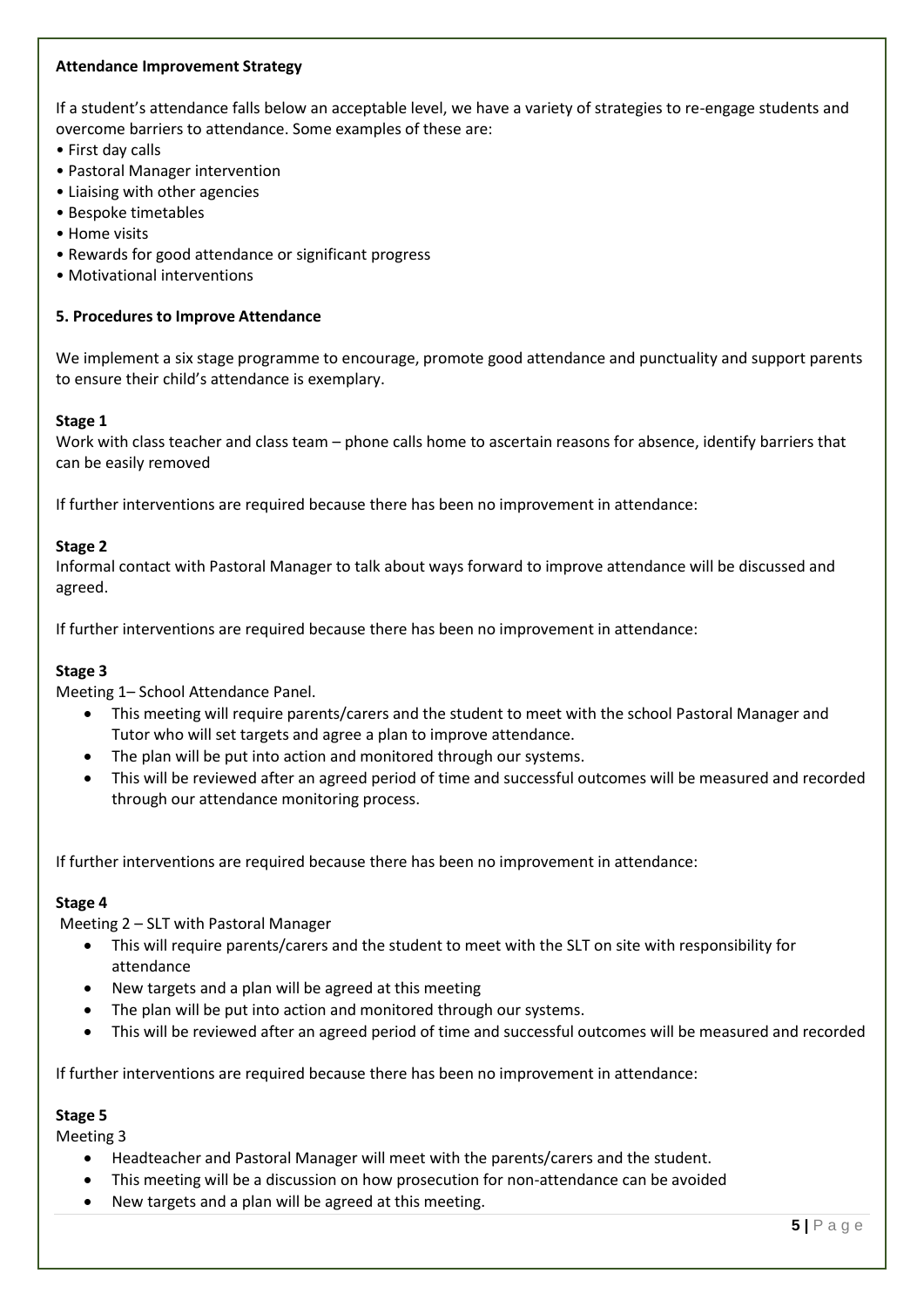**Attendance Improvement Strategy**

If a student's attendance falls below an acceptable level, we have a variety of strategies to re-engage students and overcome barriers to attendance. Some examples of these are:

- First day calls
- Pastoral Manager intervention
- Liaising with other agencies
- Bespoke timetables
- Home visits
- Rewards for good attendance or significant progress
- Motivational interventions

## 5. Procedures to Improve Attendance

We implement a six stage programme to encourage, promote good attendance and punctuality and support parents to ensure their child's attendance is exemplary.

### Stage 1

Work with class teacher and class team – phone calls home to ascertain reasons for absence, identify barriers that can be easily removed

If further interventions are required because there has been no improvement in attendance:

### Stage 2

Informal contact with Pastoral Manager to talk about ways forward to improve attendance will be discussed and agreed.

If further interventions are required because there has been no improvement in attendance:

### Stage 3

Meeting 1– School Attendance Panel.

- This meeting will require parents/carers and the student to meet with the school Pastoral Manager and Tutor who will set targets and agree a plan to improve attendance.
- The plan will be put into action and monitored through our systems.
- This will be reviewed after an agreed period of time and successful outcomes will be measured and recorded through our attendance monitoring process.

If further interventions are required because there has been no improvement in attendance:

### Stage 4

Meeting 2 – SLT with Pastoral Manager

- This will require parents/carers and the student to meet with the SLT on site with responsibility for attendance
- New targets and a plan will be agreed at this meeting
- The plan will be put into action and monitored through our systems.
- This will be reviewed after an agreed period of time and successful outcomes will be measured and recorded

If further interventions are required because there has been no improvement in attendance:

### Stage 5

Meeting 3

- Headteacher and Pastoral Manager will meet with the parents/carers and the student.
- This meeting will be a discussion on how prosecution for non-attendance can be avoided
- New targets and a plan will be agreed at this meeting.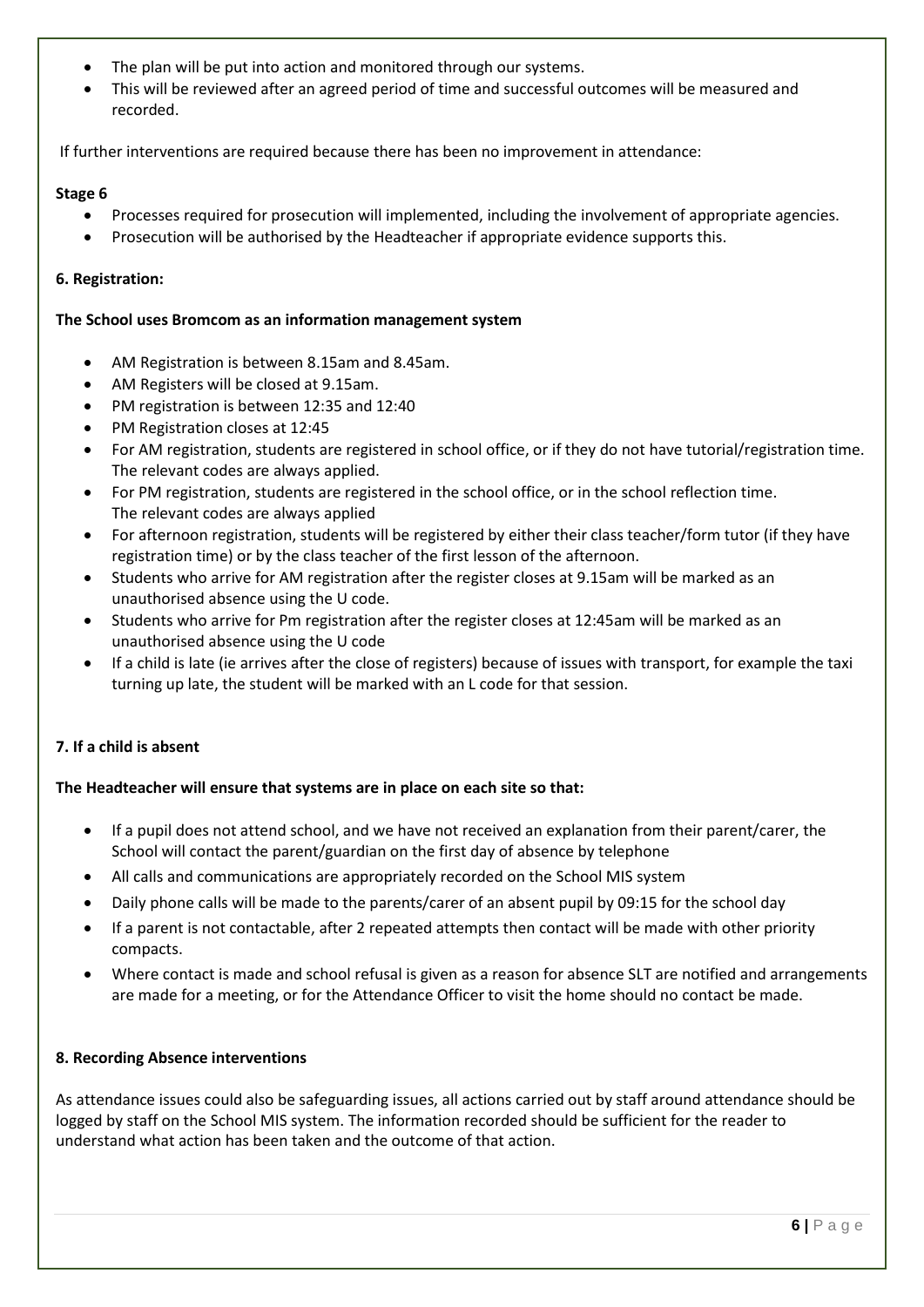- The plan will be put into action and monitored through our systems.
- This will be reviewed after an agreed period of time and successful outcomes will be measured and recorded.

If further interventions are required because there has been no improvement in attendance:

**Stage 6**

- Processes required for prosecution will implemented, including the involvement of appropriate agencies.
- Prosecution will be authorised by the Headteacher if appropriate evidence supports this.

**6. Registration:**

**The School uses Bromcom as an information management system**

- AM Registration is between 8.15am and 8.45am.
- AM Registers will be closed at 9.15am.
- PM registration is between 12:35 and 12:40
- PM Registration closes at 12:45
- For AM registration, students are registered in school office, or if they do not have tutorial/registration time. The relevant codes are always applied.
- For PM registration, students are registered in the school office, or in the school reflection time. The relevant codes are always applied
- For afternoon registration, students will be registered by either their class teacher/form tutor (if they have registration time) or by the class teacher of the first lesson of the afternoon.
- Students who arrive for AM registration after the register closes at 9.15am will be marked as an unauthorised absence using the U code.
- Students who arrive for Pm registration after the register closes at 12:45am will be marked as an unauthorised absence using the U code
- If a child is late (ie arrives after the close of registers) because of issues with transport, for example the taxi turning up late, the student will be marked with an L code for that session.

**7. If a child is absent**

**The Headteacher will ensure that systems are in place on each site so that:**

- If a pupil does not attend school, and we have not received an explanation from their parent/carer, the School will contact the parent/guardian on the first day of absence by telephone
- All calls and communications are appropriately recorded on the School MIS system
- Daily phone calls will be made to the parents/carer of an absent pupil by 09:15 for the school day
- If a parent is not contactable, after 2 repeated attempts then contact will be made with other priority compacts.
- Where contact is made and school refusal is given as a reason for absence SLT are notified and arrangements are made for a meeting, or for the Attendance Officer to visit the home should no contact be made.

**8. Recording Absence interventions**

As attendance issues could also be safeguarding issues, all actions carried out by staff around attendance should be logged by staff on the School MIS system. The information recorded should be sufficient for the reader to understand what action has been taken and the outcome of that action.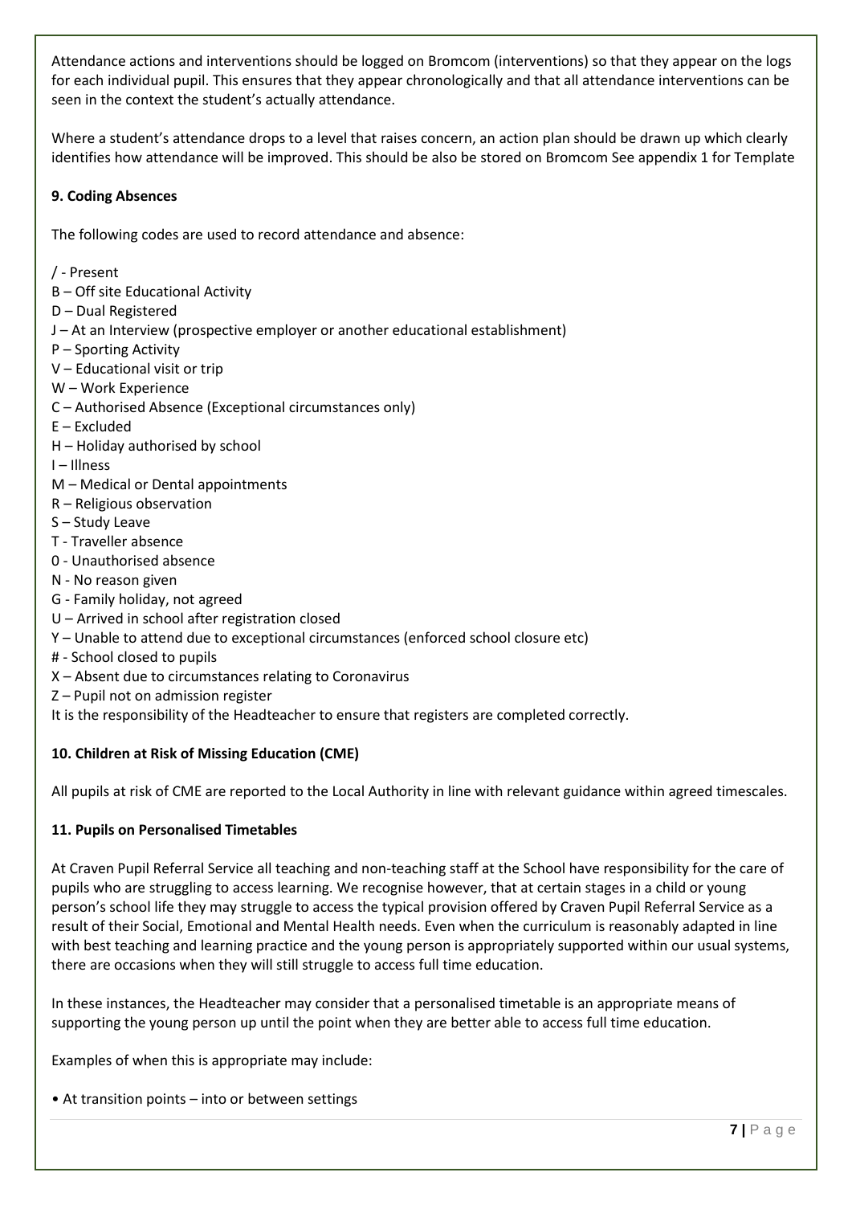Attendance actions and interventions should be logged on Bromcom (interventions) so that they appear on the logs for each individual pupil. This ensures that they appear chronologically and that all attendance interventions can be seen in the context the student's actually attendance.

Where a student's attendance drops to a level that raises concern, an action plan should be drawn up which clearly identifies how attendance will be improved. This should be also be stored on Bromcom See appendix 1 for Template

**9. Coding Absences**

The following codes are used to record attendance and absence:

/ - Present
B – Off site Educational Activity
D – Dual Registered
J – At an Interview (prospective employer or another educational establishment)
P – Sporting Activity
V – Educational visit or trip
W – Work Experience
C – Authorised Absence (Exceptional circumstances only)
E – Excluded
H – Holiday authorised by school
I – Illness
M – Medical or Dental appointments
R – Religious observation
S – Study Leave
T - Traveller absence
0 - Unauthorised absence
N - No reason given
G - Family holiday, not agreed
U – Arrived in school after registration closed
Y – Unable to attend due to exceptional circumstances (enforced school closure etc)
# - School closed to pupils
X – Absent due to circumstances relating to Coronavirus
Z – Pupil not on admission register
It is the responsibility of the Headteacher to ensure that registers are completed correctly.

**10. Children at Risk of Missing Education (CME)**

All pupils at risk of CME are reported to the Local Authority in line with relevant guidance within agreed timescales.

**11. Pupils on Personalised Timetables**

At Craven Pupil Referral Service all teaching and non-teaching staff at the School have responsibility for the care of pupils who are struggling to access learning. We recognise however, that at certain stages in a child or young person's school life they may struggle to access the typical provision offered by Craven Pupil Referral Service as a result of their Social, Emotional and Mental Health needs. Even when the curriculum is reasonably adapted in line with best teaching and learning practice and the young person is appropriately supported within our usual systems, there are occasions when they will still struggle to access full time education.

In these instances, the Headteacher may consider that a personalised timetable is an appropriate means of supporting the young person up until the point when they are better able to access full time education.

Examples of when this is appropriate may include:

- At transition points – into or between settings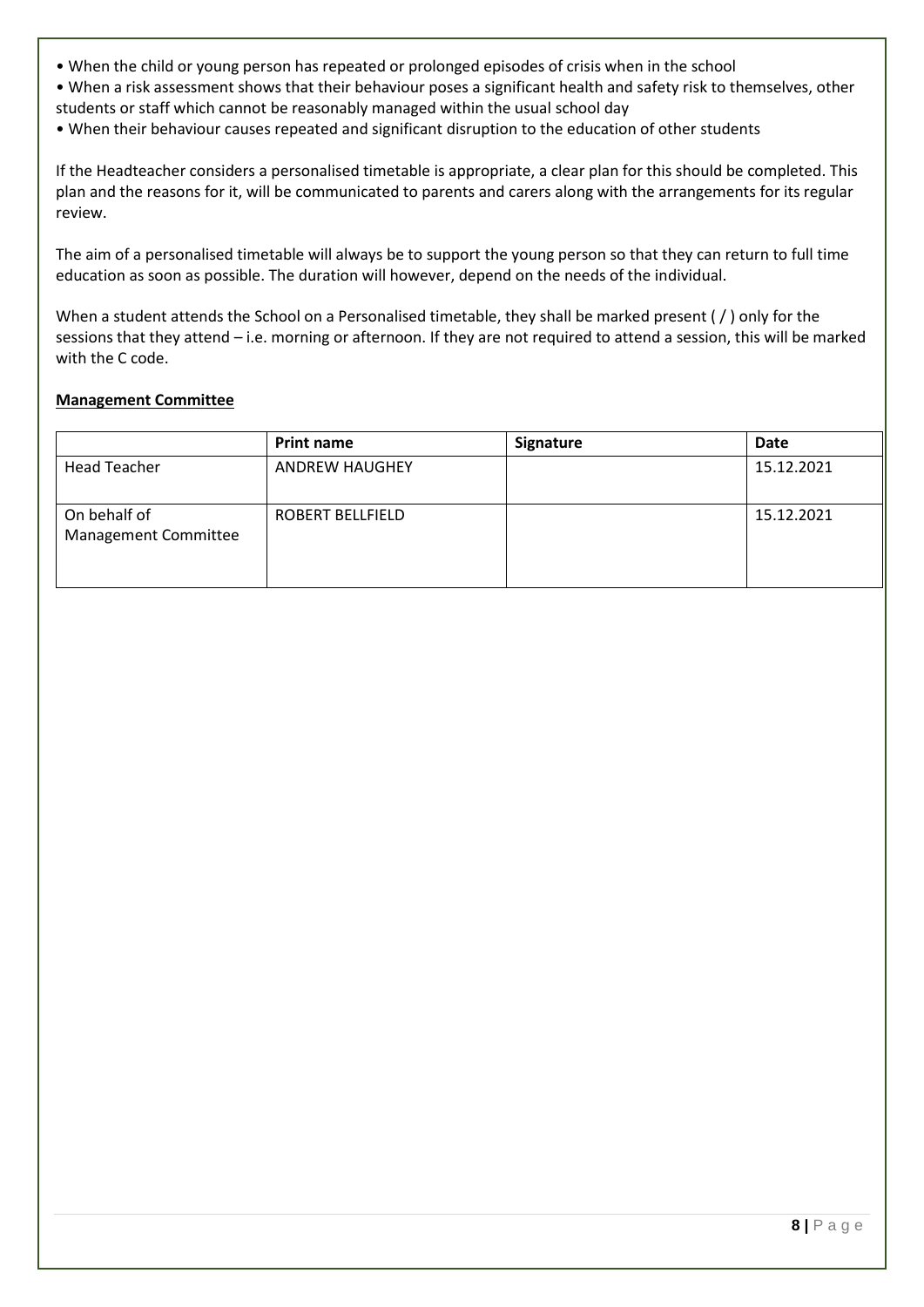- When the child or young person has repeated or prolonged episodes of crisis when in the school
- When a risk assessment shows that their behaviour poses a significant health and safety risk to themselves, other students or staff which cannot be reasonably managed within the usual school day
- When their behaviour causes repeated and significant disruption to the education of other students

If the Headteacher considers a personalised timetable is appropriate, a clear plan for this should be completed. This plan and the reasons for it, will be communicated to parents and carers along with the arrangements for its regular review.

The aim of a personalised timetable will always be to support the young person so that they can return to full time education as soon as possible. The duration will however, depend on the needs of the individual.

When a student attends the School on a Personalised timetable, they shall be marked present ( / ) only for the sessions that they attend – i.e. morning or afternoon. If they are not required to attend a session, this will be marked with the C code.

**Management Committee**

| | Print name | Signature | Date |
|---|---|---|---|
| Head Teacher | ANDREW HAUGHEY | | 15.12.2021 |
| On behalf of Management Committee | ROBERT BELLFIELD | | 15.12.2021 |